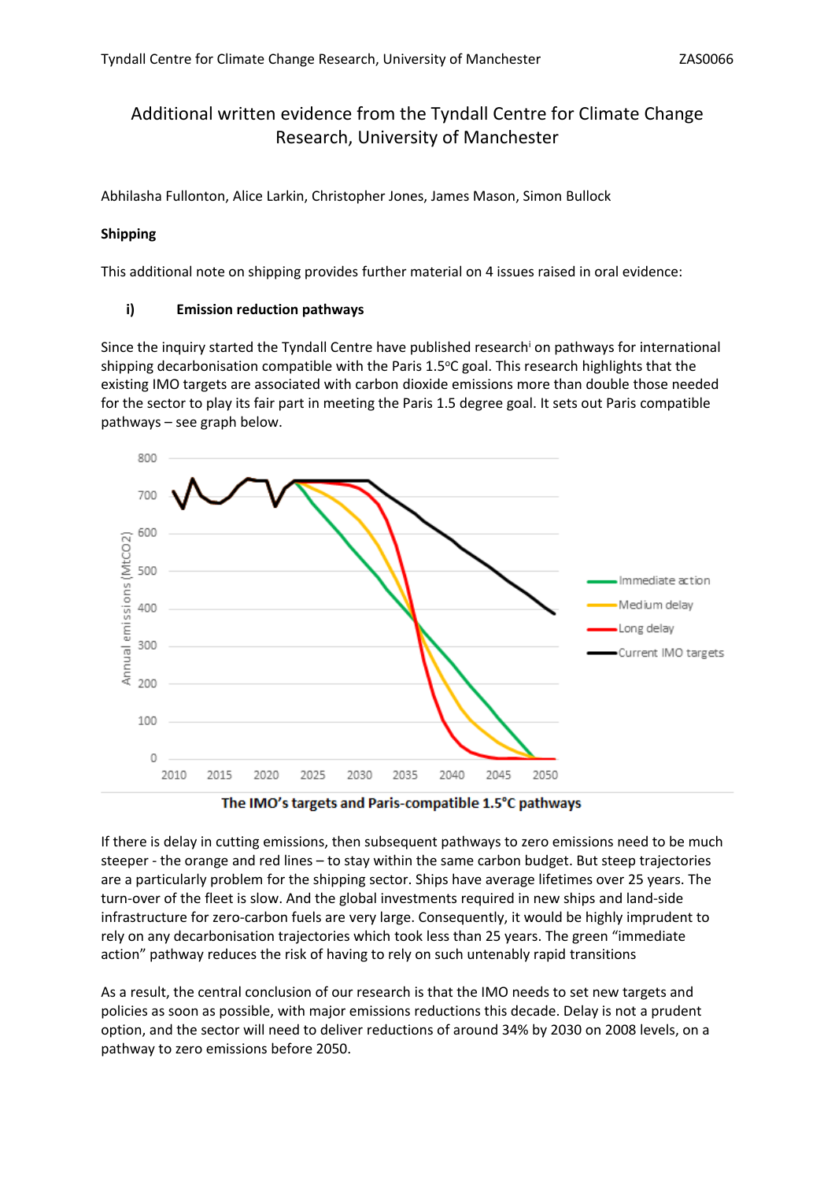# Additional written evidence from the Tyndall Centre for Climate Change Research, University of Manchester

Abhilasha Fullonton, Alice Larkin, Christopher Jones, James Mason, Simon Bullock

**Shipping**

This additional note on shipping provides further material on 4 issues raised in oral evidence:

**i) Emission reduction pathways**

Since the inquiry started the Tyndall Centre have published research[i] on pathways for international shipping decarbonisation compatible with the Paris 1.5°C goal. This research highlights that the existing IMO targets are associated with carbon dioxide emissions more than double those needed for the sector to play its fair part in meeting the Paris 1.5 degree goal. It sets out Paris compatible pathways – see graph below.

**The IMO's targets and Paris-compatible 1.5°C pathways**

If there is delay in cutting emissions, then subsequent pathways to zero emissions need to be much steeper - the orange and red lines – to stay within the same carbon budget. But steep trajectories are a particularly problem for the shipping sector. Ships have average lifetimes over 25 years. The turn-over of the fleet is slow. And the global investments required in new ships and land-side infrastructure for zero-carbon fuels are very large. Consequently, it would be highly imprudent to rely on any decarbonisation trajectories which took less than 25 years. The green "immediate action" pathway reduces the risk of having to rely on such untenably rapid transitions

As a result, the central conclusion of our research is that the IMO needs to set new targets and policies as soon as possible, with major emissions reductions this decade. Delay is not a prudent option, and the sector will need to deliver reductions of around 34% by 2030 on 2008 levels, on a pathway to zero emissions before 2050.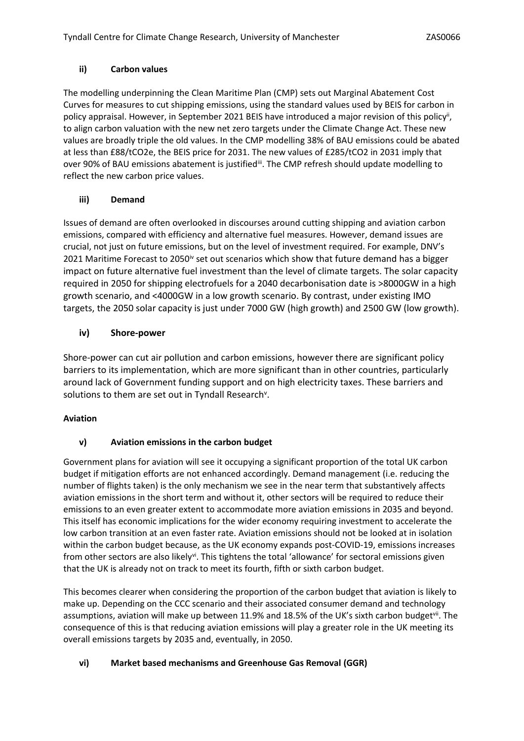#### ii) Carbon values

The modelling underpinning the Clean Maritime Plan (CMP) sets out Marginal Abatement Cost Curves for measures to cut shipping emissions, using the standard values used by BEIS for carbon in policy appraisal. However, in September 2021 BEIS have introduced a major revision of this policy[ii], to align carbon valuation with the new net zero targets under the Climate Change Act. These new values are broadly triple the old values. In the CMP modelling 38% of BAU emissions could be abated at less than £88/tCO2e, the BEIS price for 2031. The new values of £285/tCO2 in 2031 imply that over 90% of BAU emissions abatement is justified[iii]. The CMP refresh should update modelling to reflect the new carbon price values.

#### iii) Demand

Issues of demand are often overlooked in discourses around cutting shipping and aviation carbon emissions, compared with efficiency and alternative fuel measures. However, demand issues are crucial, not just on future emissions, but on the level of investment required. For example, DNV's 2021 Maritime Forecast to 2050[iv] set out scenarios which show that future demand has a bigger impact on future alternative fuel investment than the level of climate targets. The solar capacity required in 2050 for shipping electrofuels for a 2040 decarbonisation date is >8000GW in a high growth scenario, and <4000GW in a low growth scenario. By contrast, under existing IMO targets, the 2050 solar capacity is just under 7000 GW (high growth) and 2500 GW (low growth).

#### iv) Shore-power

Shore-power can cut air pollution and carbon emissions, however there are significant policy barriers to its implementation, which are more significant than in other countries, particularly around lack of Government funding support and on high electricity taxes. These barriers and solutions to them are set out in Tyndall Research[v].

### Aviation

#### v) Aviation emissions in the carbon budget

Government plans for aviation will see it occupying a significant proportion of the total UK carbon budget if mitigation efforts are not enhanced accordingly. Demand management (i.e. reducing the number of flights taken) is the only mechanism we see in the near term that substantively affects aviation emissions in the short term and without it, other sectors will be required to reduce their emissions to an even greater extent to accommodate more aviation emissions in 2035 and beyond. This itself has economic implications for the wider economy requiring investment to accelerate the low carbon transition at an even faster rate. Aviation emissions should not be looked at in isolation within the carbon budget because, as the UK economy expands post-COVID-19, emissions increases from other sectors are also likely[vi]. This tightens the total 'allowance' for sectoral emissions given that the UK is already not on track to meet its fourth, fifth or sixth carbon budget.

This becomes clearer when considering the proportion of the carbon budget that aviation is likely to make up. Depending on the CCC scenario and their associated consumer demand and technology assumptions, aviation will make up between 11.9% and 18.5% of the UK's sixth carbon budget[vii]. The consequence of this is that reducing aviation emissions will play a greater role in the UK meeting its overall emissions targets by 2035 and, eventually, in 2050.

#### vi) Market based mechanisms and Greenhouse Gas Removal (GGR)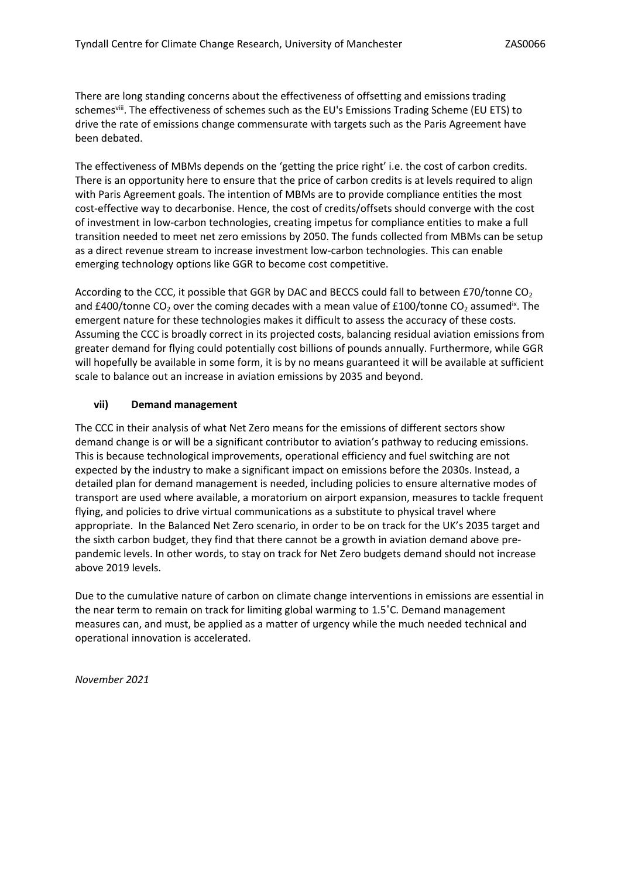There are long standing concerns about the effectiveness of offsetting and emissions trading schemes[viii]. The effectiveness of schemes such as the EU's Emissions Trading Scheme (EU ETS) to drive the rate of emissions change commensurate with targets such as the Paris Agreement have been debated.

The effectiveness of MBMs depends on the 'getting the price right' i.e. the cost of carbon credits. There is an opportunity here to ensure that the price of carbon credits is at levels required to align with Paris Agreement goals. The intention of MBMs are to provide compliance entities the most cost-effective way to decarbonise. Hence, the cost of credits/offsets should converge with the cost of investment in low-carbon technologies, creating impetus for compliance entities to make a full transition needed to meet net zero emissions by 2050. The funds collected from MBMs can be setup as a direct revenue stream to increase investment low-carbon technologies. This can enable emerging technology options like GGR to become cost competitive.

According to the CCC, it possible that GGR by DAC and BECCS could fall to between £70/tonne $CO_2$ and £400/tonne $CO_2$ over the coming decades with a mean value of £100/tonne $CO_2$ assumed[ix]. The emergent nature for these technologies makes it difficult to assess the accuracy of these costs. Assuming the CCC is broadly correct in its projected costs, balancing residual aviation emissions from greater demand for flying could potentially cost billions of pounds annually. Furthermore, while GGR will hopefully be available in some form, it is by no means guaranteed it will be available at sufficient scale to balance out an increase in aviation emissions by 2035 and beyond.

### vii) Demand management

The CCC in their analysis of what Net Zero means for the emissions of different sectors show demand change is or will be a significant contributor to aviation's pathway to reducing emissions. This is because technological improvements, operational efficiency and fuel switching are not expected by the industry to make a significant impact on emissions before the 2030s. Instead, a detailed plan for demand management is needed, including policies to ensure alternative modes of transport are used where available, a moratorium on airport expansion, measures to tackle frequent flying, and policies to drive virtual communications as a substitute to physical travel where appropriate. In the Balanced Net Zero scenario, in order to be on track for the UK's 2035 target and the sixth carbon budget, they find that there cannot be a growth in aviation demand above pre-pandemic levels. In other words, to stay on track for Net Zero budgets demand should not increase above 2019 levels.

Due to the cumulative nature of carbon on climate change interventions in emissions are essential in the near term to remain on track for limiting global warming to 1.5˚C. Demand management measures can, and must, be applied as a matter of urgency while the much needed technical and operational innovation is accelerated.

*November 2021*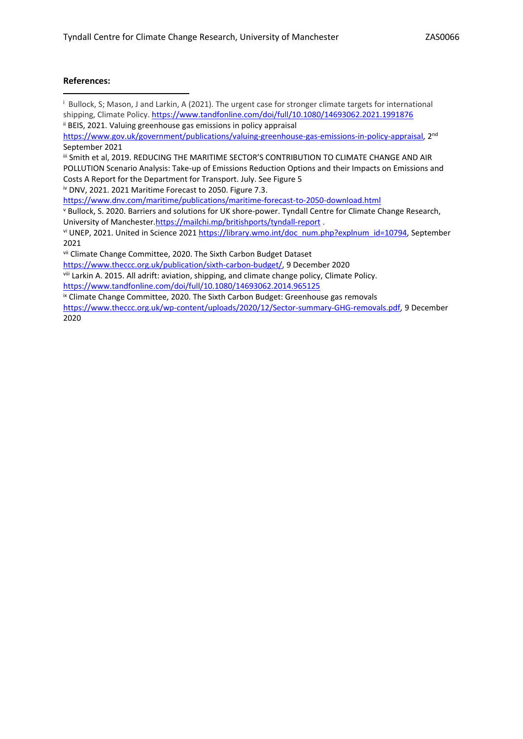**References:**

---

[i] Bullock, S; Mason, J and Larkin, A (2021). The urgent case for stronger climate targets for international shipping, Climate Policy. https://www.tandfonline.com/doi/full/10.1080/14693062.2021.1991876

[ii] BEIS, 2021. Valuing greenhouse gas emissions in policy appraisal https://www.gov.uk/government/publications/valuing-greenhouse-gas-emissions-in-policy-appraisal, 2nd September 2021

[iii] Smith et al, 2019. REDUCING THE MARITIME SECTOR'S CONTRIBUTION TO CLIMATE CHANGE AND AIR POLLUTION Scenario Analysis: Take-up of Emissions Reduction Options and their Impacts on Emissions and Costs A Report for the Department for Transport. July. See Figure 5

[iv] DNV, 2021. 2021 Maritime Forecast to 2050. Figure 7.3. https://www.dnv.com/maritime/publications/maritime-forecast-to-2050-download.html

[v] Bullock, S. 2020. Barriers and solutions for UK shore-power. Tyndall Centre for Climate Change Research, University of Manchester.https://mailchi.mp/britishports/tyndall-report .

[vi] UNEP, 2021. United in Science 2021 https://library.wmo.int/doc_num.php?explnum_id=10794, September 2021

[vii] Climate Change Committee, 2020. The Sixth Carbon Budget Dataset https://www.theccc.org.uk/publication/sixth-carbon-budget/, 9 December 2020

[viii] Larkin A. 2015. All adrift: aviation, shipping, and climate change policy, Climate Policy. https://www.tandfonline.com/doi/full/10.1080/14693062.2014.965125

[ix] Climate Change Committee, 2020. The Sixth Carbon Budget: Greenhouse gas removals https://www.theccc.org.uk/wp-content/uploads/2020/12/Sector-summary-GHG-removals.pdf, 9 December 2020